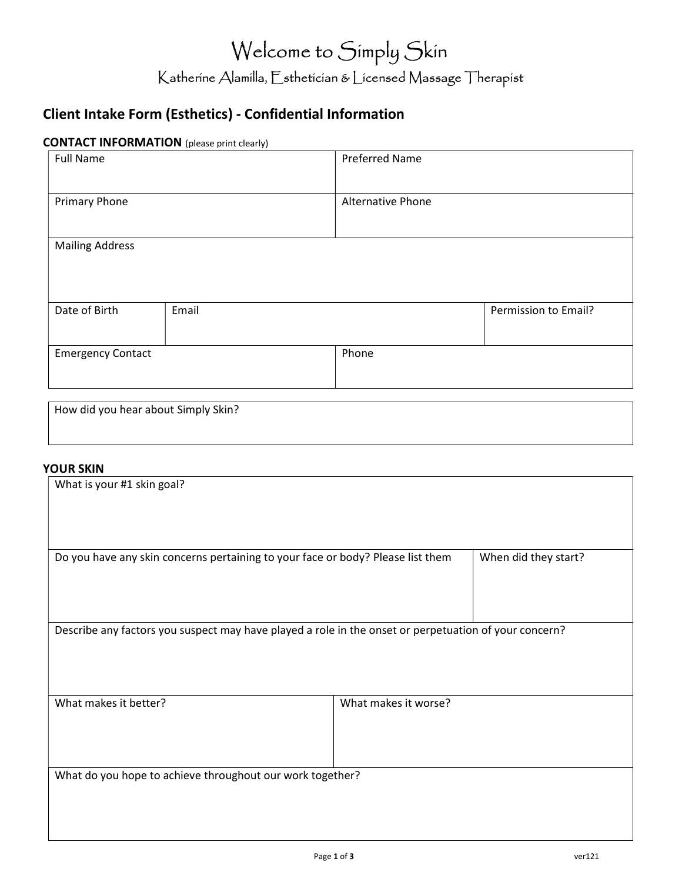# Welcome to Simply Skin

Katherine Alamilla, Esthetician & Licensed Massage Therapist

## Client Intake Form (Esthetics) - Confidential Information

**CONTACT INFORMATION** (please print clearly)

| Full Name | | Preferred Name |
|---|---|---|
| Primary Phone | | Alternative Phone |
| Mailing Address | | |
| Date of Birth | Email | Permission to Email? |
| Emergency Contact | | Phone |

| How did you hear about Simply Skin? |
|---|
| |

**YOUR SKIN**

| What is your #1 skin goal? | |
|---|---|
| Do you have any skin concerns pertaining to your face or body? Please list them | When did they start? |
| Describe any factors you suspect may have played a role in the onset or perpetuation of your concern? | |
| What makes it better? | What makes it worse? |
| What do you hope to achieve throughout our work together? | |

ver121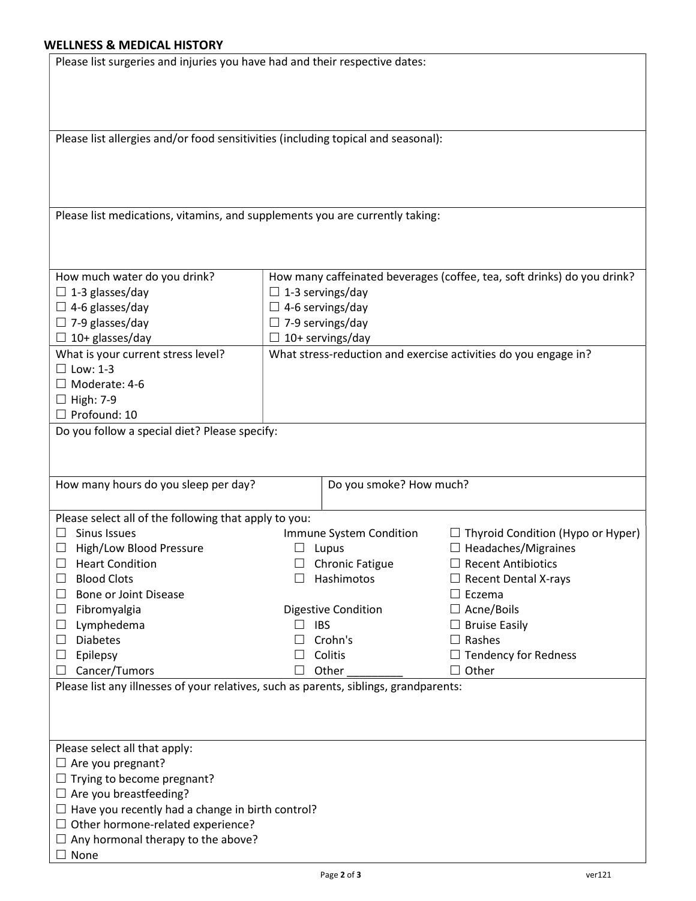## WELLNESS & MEDICAL HISTORY

Please list surgeries and injuries you have had and their respective dates:

Please list allergies and/or food sensitivities (including topical and seasonal):

Please list medications, vitamins, and supplements you are currently taking:

| How much water do you drink? | How many caffeinated beverages (coffee, tea, soft drinks) do you drink? |
| --- | --- |
| ☐ 1-3 glasses/day<br>☐ 4-6 glasses/day<br>☐ 7-9 glasses/day<br>☐ 10+ glasses/day | ☐ 1-3 servings/day<br>☐ 4-6 servings/day<br>☐ 7-9 servings/day<br>☐ 10+ servings/day |
| What is your current stress level?<br>☐ Low: 1-3<br>☐ Moderate: 4-6<br>☐ High: 7-9<br>☐ Profound: 10 | What stress-reduction and exercise activities do you engage in? |

Do you follow a special diet? Please specify:

| How many hours do you sleep per day? | Do you smoke? How much? |
| --- | --- |
| | |

Please select all of the following that apply to you:

| | | |
| --- | --- | --- |
| ☐ Sinus Issues | Immune System Condition | ☐ Thyroid Condition (Hypo or Hyper) |
| ☐ High/Low Blood Pressure | ☐ Lupus | ☐ Headaches/Migraines |
| ☐ Heart Condition | ☐ Chronic Fatigue | ☐ Recent Antibiotics |
| ☐ Blood Clots | ☐ Hashimotos | ☐ Recent Dental X-rays |
| ☐ Bone or Joint Disease | | ☐ Eczema |
| ☐ Fibromyalgia | Digestive Condition | ☐ Acne/Boils |
| ☐ Lymphedema | ☐ IBS | ☐ Bruise Easily |
| ☐ Diabetes | ☐ Crohn's | ☐ Rashes |
| ☐ Epilepsy | ☐ Colitis | ☐ Tendency for Redness |
| ☐ Cancer/Tumors | ☐ Other _________ | ☐ Other |

Please list any illnesses of your relatives, such as parents, siblings, grandparents:

Please select all that apply:

- ☐ Are you pregnant?
- ☐ Trying to become pregnant?
- ☐ Are you breastfeeding?
- ☐ Have you recently had a change in birth control?
- ☐ Other hormone-related experience?
- ☐ Any hormonal therapy to the above?
- ☐ None

ver121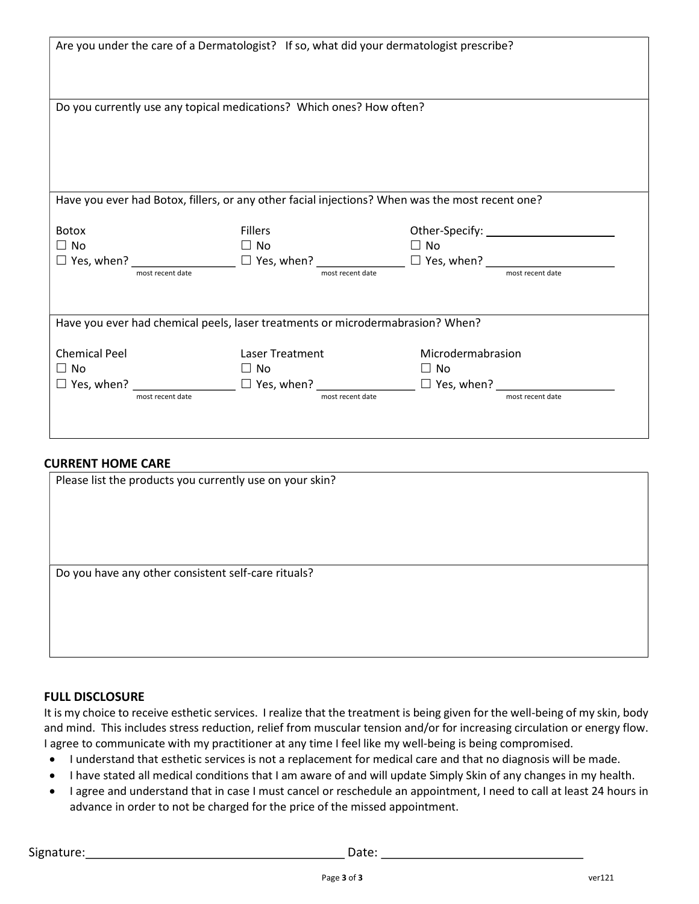Are you under the care of a Dermatologist? If so, what did your dermatologist prescribe?

Do you currently use any topical medications? Which ones? How often?

Have you ever had Botox, fillers, or any other facial injections? When was the most recent one?

| Botox | Fillers | Other-Specify: ____________ |
|---|---|---|
| ☐ No | ☐ No | ☐ No |
| ☐ Yes, when? ____________ most recent date | ☐ Yes, when? ____________ most recent date | ☐ Yes, when? ____________ most recent date |

Have you ever had chemical peels, laser treatments or microdermabrasion? When?

| Chemical Peel | Laser Treatment | Microdermabrasion |
|---|---|---|
| ☐ No | ☐ No | ☐ No |
| ☐ Yes, when? ____________ most recent date | ☐ Yes, when? ____________ most recent date | ☐ Yes, when? ____________ most recent date |

### CURRENT HOME CARE

Please list the products you currently use on your skin?

Do you have any other consistent self-care rituals?

### FULL DISCLOSURE

It is my choice to receive esthetic services. I realize that the treatment is being given for the well-being of my skin, body and mind. This includes stress reduction, relief from muscular tension and/or for increasing circulation or energy flow. I agree to communicate with my practitioner at any time I feel like my well-being is being compromised.

- I understand that esthetic services is not a replacement for medical care and that no diagnosis will be made.
- I have stated all medical conditions that I am aware of and will update Simply Skin of any changes in my health.
- I agree and understand that in case I must cancel or reschedule an appointment, I need to call at least 24 hours in advance in order to not be charged for the price of the missed appointment.

Signature:______________________________________ Date: ____________________________

ver121